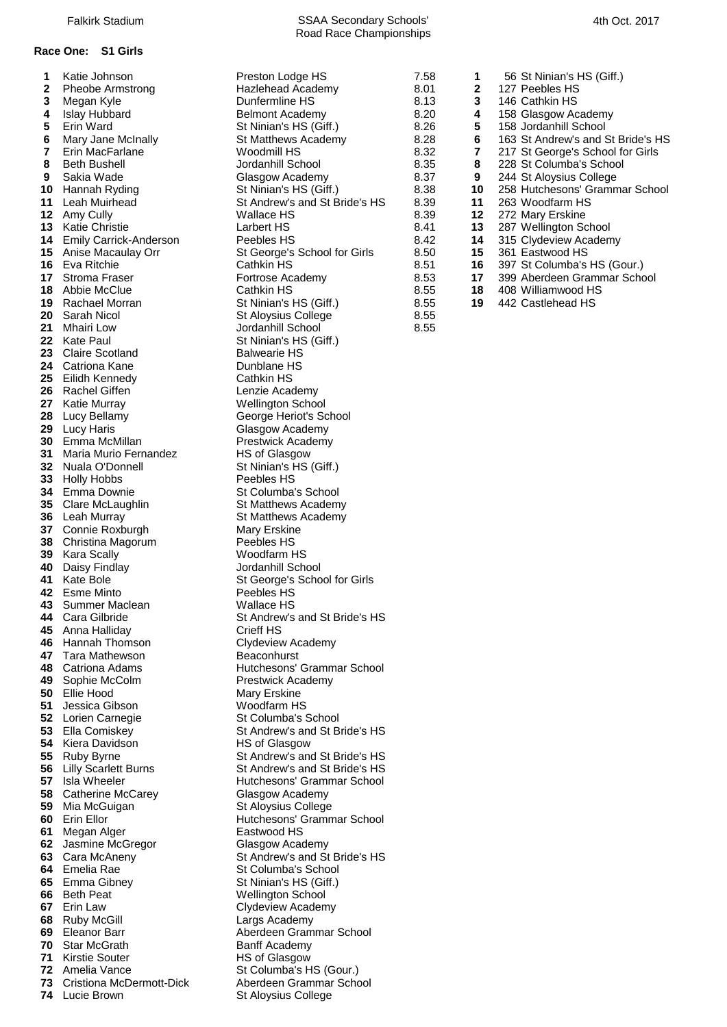Falkirk Stadium

# SSAA Secondary Schools' Road Race Championships

4th Oct. 2017

## Race One: S1 Girls

| Pos | Name | School | Time |
|---|---|---|---|
| 1 | Katie Johnson | Preston Lodge HS | 7.58 |
| 2 | Pheobe Armstrong | Hazlehead Academy | 8.01 |
| 3 | Megan Kyle | Dunfermline HS | 8.13 |
| 4 | Islay Hubbard | Belmont Academy | 8.20 |
| 5 | Erin Ward | St Ninian's HS (Giff.) | 8.26 |
| 6 | Mary Jane McInally | St Matthews Academy | 8.28 |
| 7 | Erin MacFarlane | Woodmill HS | 8.32 |
| 8 | Beth Bushell | Jordanhill School | 8.35 |
| 9 | Sakia Wade | Glasgow Academy | 8.37 |
| 10 | Hannah Ryding | St Ninian's HS (Giff.) | 8.38 |
| 11 | Leah Muirhead | St Andrew's and St Bride's HS | 8.39 |
| 12 | Amy Cully | Wallace HS | 8.39 |
| 13 | Katie Christie | Larbert HS | 8.41 |
| 14 | Emily Carrick-Anderson | Peebles HS | 8.42 |
| 15 | Anise Macaulay Orr | St George's School for Girls | 8.50 |
| 16 | Eva Ritchie | Cathkin HS | 8.51 |
| 17 | Stroma Fraser | Fortrose Academy | 8.53 |
| 18 | Abbie McClue | Cathkin HS | 8.55 |
| 19 | Rachael Morran | St Ninian's HS (Giff.) | 8.55 |
| 20 | Sarah Nicol | St Aloysius College | 8.55 |
| 21 | Mhairi Low | Jordanhill School | 8.55 |
| 22 | Kate Paul | St Ninian's HS (Giff.) | |
| 23 | Claire Scotland | Balwearie HS | |
| 24 | Catriona Kane | Dunblane HS | |
| 25 | Eilidh Kennedy | Cathkin HS | |
| 26 | Rachel Giffen | Lenzie Academy | |
| 27 | Katie Murray | Wellington School | |
| 28 | Lucy Bellamy | George Heriot's School | |
| 29 | Lucy Haris | Glasgow Academy | |
| 30 | Emma McMillan | Prestwick Academy | |
| 31 | Maria Murio Fernandez | HS of Glasgow | |
| 32 | Nuala O'Donnell | St Ninian's HS (Giff.) | |
| 33 | Holly Hobbs | Peebles HS | |
| 34 | Emma Downie | St Columba's School | |
| 35 | Clare McLaughlin | St Matthews Academy | |
| 36 | Leah Murray | St Matthews Academy | |
| 37 | Connie Roxburgh | Mary Erskine | |
| 38 | Christina Magorum | Peebles HS | |
| 39 | Kara Scally | Woodfarm HS | |
| 40 | Daisy Findlay | Jordanhill School | |
| 41 | Kate Bole | St George's School for Girls | |
| 42 | Esme Minto | Peebles HS | |
| 43 | Summer Maclean | Wallace HS | |
| 44 | Cara Gilbride | St Andrew's and St Bride's HS | |
| 45 | Anna Halliday | Crieff HS | |
| 46 | Hannah Thomson | Clydeview Academy | |
| 47 | Tara Mathewson | Beaconhurst | |
| 48 | Catriona Adams | Hutchesons' Grammar School | |
| 49 | Sophie McColm | Prestwick Academy | |
| 50 | Ellie Hood | Mary Erskine | |
| 51 | Jessica Gibson | Woodfarm HS | |
| 52 | Lorien Carnegie | St Columba's School | |
| 53 | Ella Comiskey | St Andrew's and St Bride's HS | |
| 54 | Kiera Davidson | HS of Glasgow | |
| 55 | Ruby Byrne | St Andrew's and St Bride's HS | |
| 56 | Lilly Scarlett Burns | St Andrew's and St Bride's HS | |
| 57 | Isla Wheeler | Hutchesons' Grammar School | |
| 58 | Catherine McCarey | Glasgow Academy | |
| 59 | Mia McGuigan | St Aloysius College | |
| 60 | Erin Ellor | Hutchesons' Grammar School | |
| 61 | Megan Alger | Eastwood HS | |
| 62 | Jasmine McGregor | Glasgow Academy | |
| 63 | Cara McAneny | St Andrew's and St Bride's HS | |
| 64 | Emelia Rae | St Columba's School | |
| 65 | Emma Gibney | St Ninian's HS (Giff.) | |
| 66 | Beth Peat | Wellington School | |
| 67 | Erin Law | Clydeview Academy | |
| 68 | Ruby McGill | Largs Academy | |
| 69 | Eleanor Barr | Aberdeen Grammar School | |
| 70 | Star McGrath | Banff Academy | |
| 71 | Kirstie Souter | HS of Glasgow | |
| 72 | Amelia Vance | St Columba's HS (Gour.) | |
| 73 | Cristiona McDermott-Dick | Aberdeen Grammar School | |
| 74 | Lucie Brown | St Aloysius College | |

| Pos | Points | School |
|---|---|---|
| 1 | 56 | St Ninian's HS (Giff.) |
| 2 | 127 | Peebles HS |
| 3 | 146 | Cathkin HS |
| 4 | 158 | Glasgow Academy |
| 5 | 158 | Jordanhill School |
| 6 | 163 | St Andrew's and St Bride's HS |
| 7 | 217 | St George's School for Girls |
| 8 | 228 | St Columba's School |
| 9 | 244 | St Aloysius College |
| 10 | 258 | Hutchesons' Grammar School |
| 11 | 263 | Woodfarm HS |
| 12 | 272 | Mary Erskine |
| 13 | 287 | Wellington School |
| 14 | 315 | Clydeview Academy |
| 15 | 361 | Eastwood HS |
| 16 | 397 | St Columba's HS (Gour.) |
| 17 | 399 | Aberdeen Grammar School |
| 18 | 408 | Williamwood HS |
| 19 | 442 | Castlehead HS |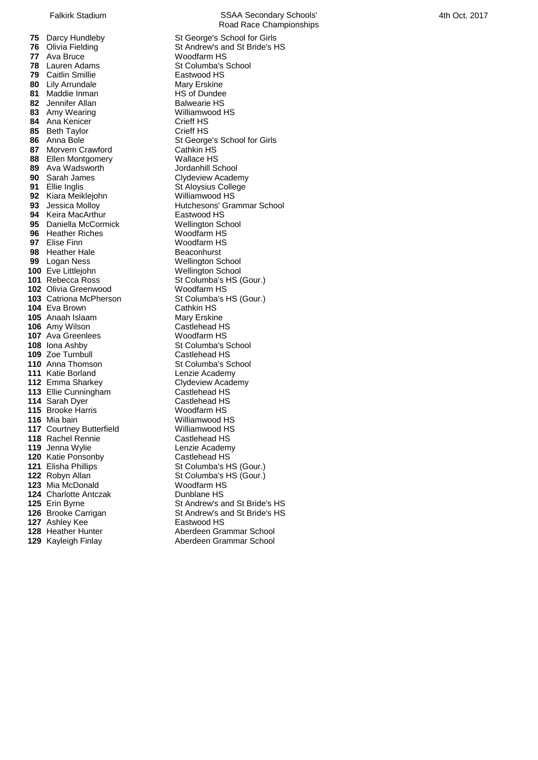| Pos | Name | School |
|---|---|---|
| 75 | Darcy Hundleby | St George's School for Girls |
| 76 | Olivia Fielding | St Andrew's and St Bride's HS |
| 77 | Ava Bruce | Woodfarm HS |
| 78 | Lauren Adams | St Columba's School |
| 79 | Caitlin Smillie | Eastwood HS |
| 80 | Lily Arrundale | Mary Erskine |
| 81 | Maddie Inman | HS of Dundee |
| 82 | Jennifer Allan | Balwearie HS |
| 83 | Amy Wearing | Williamwood HS |
| 84 | Ana Kenicer | Crieff HS |
| 85 | Beth Taylor | Crieff HS |
| 86 | Anna Bole | St George's School for Girls |
| 87 | Morvern Crawford | Cathkin HS |
| 88 | Ellen Montgomery | Wallace HS |
| 89 | Ava Wadsworth | Jordanhill School |
| 90 | Sarah James | Clydeview Academy |
| 91 | Ellie Inglis | St Aloysius College |
| 92 | Kiara Meiklejohn | Williamwood HS |
| 93 | Jessica Molloy | Hutchesons' Grammar School |
| 94 | Keira MacArthur | Eastwood HS |
| 95 | Daniella McCormick | Wellington School |
| 96 | Heather Riches | Woodfarm HS |
| 97 | Elise Finn | Woodfarm HS |
| 98 | Heather Hale | Beaconhurst |
| 99 | Logan Ness | Wellington School |
| 100 | Eve Littlejohn | Wellington School |
| 101 | Rebecca Ross | St Columba's HS (Gour.) |
| 102 | Olivia Greenwood | Woodfarm HS |
| 103 | Catriona McPherson | St Columba's HS (Gour.) |
| 104 | Eva Brown | Cathkin HS |
| 105 | Anaah Islaam | Mary Erskine |
| 106 | Amy Wilson | Castlehead HS |
| 107 | Ava Greenlees | Woodfarm HS |
| 108 | Iona Ashby | St Columba's School |
| 109 | Zoe Turnbull | Castlehead HS |
| 110 | Anna Thomson | St Columba's School |
| 111 | Katie Borland | Lenzie Academy |
| 112 | Emma Sharkey | Clydeview Academy |
| 113 | Ellie Cunningham | Castlehead HS |
| 114 | Sarah Dyer | Castlehead HS |
| 115 | Brooke Harris | Woodfarm HS |
| 116 | Mia bain | Williamwood HS |
| 117 | Courtney Butterfield | Williamwood HS |
| 118 | Rachel Rennie | Castlehead HS |
| 119 | Jenna Wylie | Lenzie Academy |
| 120 | Katie Ponsonby | Castlehead HS |
| 121 | Elisha Phillips | St Columba's HS (Gour.) |
| 122 | Robyn Allan | St Columba's HS (Gour.) |
| 123 | Mia McDonald | Woodfarm HS |
| 124 | Charlotte Antczak | Dunblane HS |
| 125 | Erin Byrne | St Andrew's and St Bride's HS |
| 126 | Brooke Carrigan | St Andrew's and St Bride's HS |
| 127 | Ashley Kee | Eastwood HS |
| 128 | Heather Hunter | Aberdeen Grammar School |
| 129 | Kayleigh Finlay | Aberdeen Grammar School |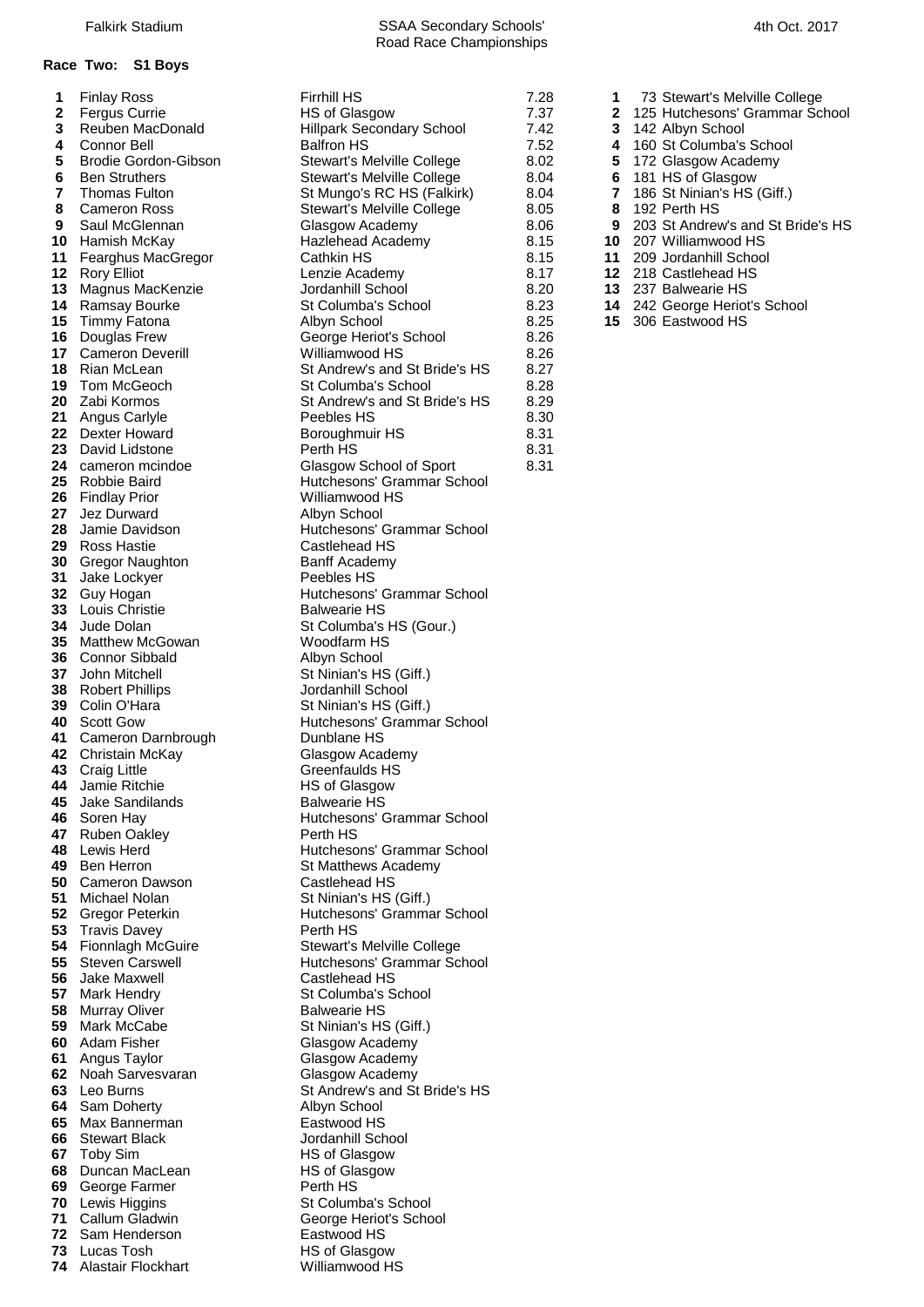Falkirk Stadium | SSAA Secondary Schools' Road Race Championships | 4th Oct. 2017

## Race Two: S1 Boys

| Pos | Name | School | Time |
|---|---|---|---|
| 1 | Finlay Ross | Firrhill HS | 7.28 |
| 2 | Fergus Currie | HS of Glasgow | 7.37 |
| 3 | Reuben MacDonald | Hillpark Secondary School | 7.42 |
| 4 | Connor Bell | Balfron HS | 7.52 |
| 5 | Brodie Gordon-Gibson | Stewart's Melville College | 8.02 |
| 6 | Ben Struthers | Stewart's Melville College | 8.04 |
| 7 | Thomas Fulton | St Mungo's RC HS (Falkirk) | 8.04 |
| 8 | Cameron Ross | Stewart's Melville College | 8.05 |
| 9 | Saul McGlennan | Glasgow Academy | 8.06 |
| 10 | Hamish McKay | Hazlehead Academy | 8.15 |
| 11 | Fearghus MacGregor | Cathkin HS | 8.15 |
| 12 | Rory Elliot | Lenzie Academy | 8.17 |
| 13 | Magnus MacKenzie | Jordanhill School | 8.20 |
| 14 | Ramsay Bourke | St Columba's School | 8.23 |
| 15 | Timmy Fatona | Albyn School | 8.25 |
| 16 | Douglas Frew | George Heriot's School | 8.26 |
| 17 | Cameron Deverill | Williamwood HS | 8.26 |
| 18 | Rian McLean | St Andrew's and St Bride's HS | 8.27 |
| 19 | Tom McGeoch | St Columba's School | 8.28 |
| 20 | Zabi Kormos | St Andrew's and St Bride's HS | 8.29 |
| 21 | Angus Carlyle | Peebles HS | 8.30 |
| 22 | Dexter Howard | Boroughmuir HS | 8.31 |
| 23 | David Lidstone | Perth HS | 8.31 |
| 24 | cameron mcindoe | Glasgow School of Sport | 8.31 |
| 25 | Robbie Baird | Hutchesons' Grammar School | |
| 26 | Findlay Prior | Williamwood HS | |
| 27 | Jez Durward | Albyn School | |
| 28 | Jamie Davidson | Hutchesons' Grammar School | |
| 29 | Ross Hastie | Castlehead HS | |
| 30 | Gregor Naughton | Banff Academy | |
| 31 | Jake Lockyer | Peebles HS | |
| 32 | Guy Hogan | Hutchesons' Grammar School | |
| 33 | Louis Christie | Balwearie HS | |
| 34 | Jude Dolan | St Columba's HS (Gour.) | |
| 35 | Matthew McGowan | Woodfarm HS | |
| 36 | Connor Sibbald | Albyn School | |
| 37 | John Mitchell | St Ninian's HS (Giff.) | |
| 38 | Robert Phillips | Jordanhill School | |
| 39 | Colin O'Hara | St Ninian's HS (Giff.) | |
| 40 | Scott Gow | Hutchesons' Grammar School | |
| 41 | Cameron Darnbrough | Dunblane HS | |
| 42 | Christain McKay | Glasgow Academy | |
| 43 | Craig Little | Greenfaulds HS | |
| 44 | Jamie Ritchie | HS of Glasgow | |
| 45 | Jake Sandilands | Balwearie HS | |
| 46 | Soren Hay | Hutchesons' Grammar School | |
| 47 | Ruben Oakley | Perth HS | |
| 48 | Lewis Herd | Hutchesons' Grammar School | |
| 49 | Ben Herron | St Matthews Academy | |
| 50 | Cameron Dawson | Castlehead HS | |
| 51 | Michael Nolan | St Ninian's HS (Giff.) | |
| 52 | Gregor Peterkin | Hutchesons' Grammar School | |
| 53 | Travis Davey | Perth HS | |
| 54 | Fionnlagh McGuire | Stewart's Melville College | |
| 55 | Steven Carswell | Hutchesons' Grammar School | |
| 56 | Jake Maxwell | Castlehead HS | |
| 57 | Mark Hendry | St Columba's School | |
| 58 | Murray Oliver | Balwearie HS | |
| 59 | Mark McCabe | St Ninian's HS (Giff.) | |
| 60 | Adam Fisher | Glasgow Academy | |
| 61 | Angus Taylor | Glasgow Academy | |
| 62 | Noah Sarvesvaran | Glasgow Academy | |
| 63 | Leo Burns | St Andrew's and St Bride's HS | |
| 64 | Sam Doherty | Albyn School | |
| 65 | Max Bannerman | Eastwood HS | |
| 66 | Stewart Black | Jordanhill School | |
| 67 | Toby Sim | HS of Glasgow | |
| 68 | Duncan MacLean | HS of Glasgow | |
| 69 | George Farmer | Perth HS | |
| 70 | Lewis Higgins | St Columba's School | |
| 71 | Callum Gladwin | George Heriot's School | |
| 72 | Sam Henderson | Eastwood HS | |
| 73 | Lucas Tosh | HS of Glasgow | |
| 74 | Alastair Flockhart | Williamwood HS | |

| Pos | Points | Team |
|---|---|---|
| 1 | 73 | Stewart's Melville College |
| 2 | 125 | Hutchesons' Grammar School |
| 3 | 142 | Albyn School |
| 4 | 160 | St Columba's School |
| 5 | 172 | Glasgow Academy |
| 6 | 181 | HS of Glasgow |
| 7 | 186 | St Ninian's HS (Giff.) |
| 8 | 192 | Perth HS |
| 9 | 203 | St Andrew's and St Bride's HS |
| 10 | 207 | Williamwood HS |
| 11 | 209 | Jordanhill School |
| 12 | 218 | Castlehead HS |
| 13 | 237 | Balwearie HS |
| 14 | 242 | George Heriot's School |
| 15 | 306 | Eastwood HS |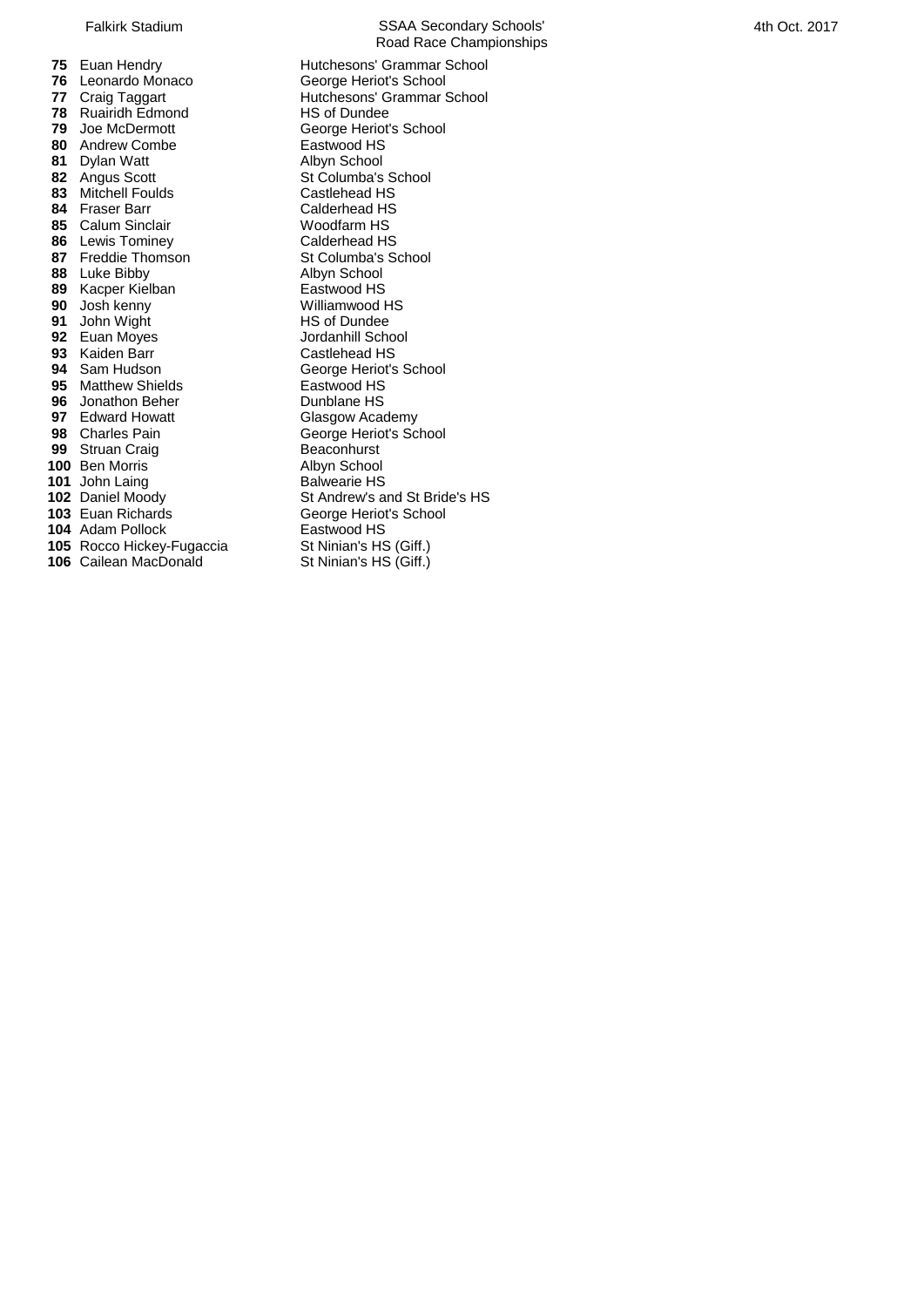| | | |
|---|---|---|
| **75** | Euan Hendry | Hutchesons' Grammar School |
| **76** | Leonardo Monaco | George Heriot's School |
| **77** | Craig Taggart | Hutchesons' Grammar School |
| **78** | Ruairidh Edmond | HS of Dundee |
| **79** | Joe McDermott | George Heriot's School |
| **80** | Andrew Combe | Eastwood HS |
| **81** | Dylan Watt | Albyn School |
| **82** | Angus Scott | St Columba's School |
| **83** | Mitchell Foulds | Castlehead HS |
| **84** | Fraser Barr | Calderhead HS |
| **85** | Calum Sinclair | Woodfarm HS |
| **86** | Lewis Tominey | Calderhead HS |
| **87** | Freddie Thomson | St Columba's School |
| **88** | Luke Bibby | Albyn School |
| **89** | Kacper Kielban | Eastwood HS |
| **90** | Josh kenny | Williamwood HS |
| **91** | John Wight | HS of Dundee |
| **92** | Euan Moyes | Jordanhill School |
| **93** | Kaiden Barr | Castlehead HS |
| **94** | Sam Hudson | George Heriot's School |
| **95** | Matthew Shields | Eastwood HS |
| **96** | Jonathon Beher | Dunblane HS |
| **97** | Edward Howatt | Glasgow Academy |
| **98** | Charles Pain | George Heriot's School |
| **99** | Struan Craig | Beaconhurst |
| **100** | Ben Morris | Albyn School |
| **101** | John Laing | Balwearie HS |
| **102** | Daniel Moody | St Andrew's and St Bride's HS |
| **103** | Euan Richards | George Heriot's School |
| **104** | Adam Pollock | Eastwood HS |
| **105** | Rocco Hickey-Fugaccia | St Ninian's HS (Giff.) |
| **106** | Cailean MacDonald | St Ninian's HS (Giff.) |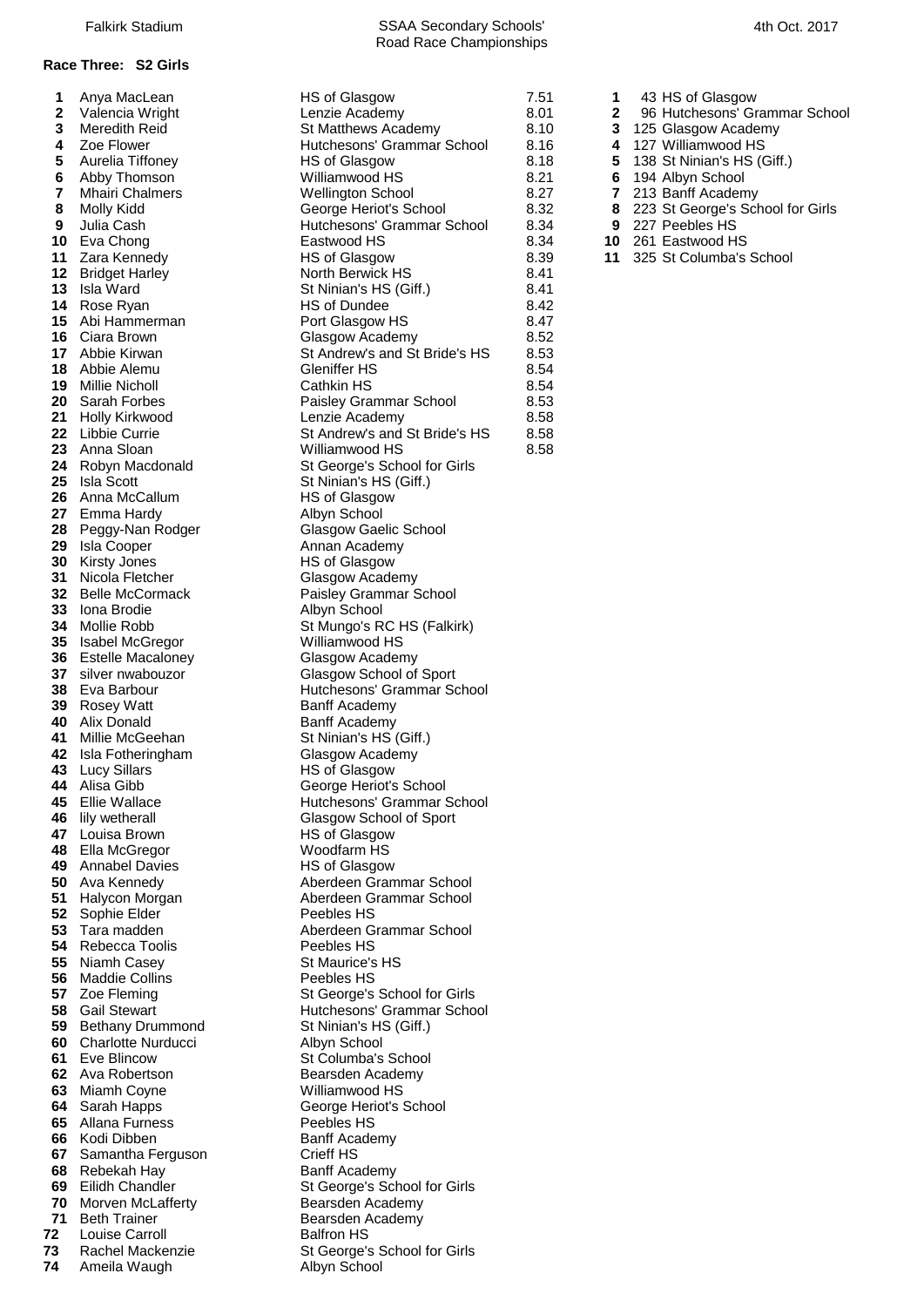Falkirk Stadium — SSAA Secondary Schools' Road Race Championships — 4th Oct. 2017

## Race Three: S2 Girls

| Pos | Name | School | Time |
|---|---|---|---|
| 1 | Anya MacLean | HS of Glasgow | 7.51 |
| 2 | Valencia Wright | Lenzie Academy | 8.01 |
| 3 | Meredith Reid | St Matthews Academy | 8.10 |
| 4 | Zoe Flower | Hutchesons' Grammar School | 8.16 |
| 5 | Aurelia Tiffoney | HS of Glasgow | 8.18 |
| 6 | Abby Thomson | Williamwood HS | 8.21 |
| 7 | Mhairi Chalmers | Wellington School | 8.27 |
| 8 | Molly Kidd | George Heriot's School | 8.32 |
| 9 | Julia Cash | Hutchesons' Grammar School | 8.34 |
| 10 | Eva Chong | Eastwood HS | 8.34 |
| 11 | Zara Kennedy | HS of Glasgow | 8.39 |
| 12 | Bridget Harley | North Berwick HS | 8.41 |
| 13 | Isla Ward | St Ninian's HS (Giff.) | 8.41 |
| 14 | Rose Ryan | HS of Dundee | 8.42 |
| 15 | Abi Hammerman | Port Glasgow HS | 8.47 |
| 16 | Ciara Brown | Glasgow Academy | 8.52 |
| 17 | Abbie Kirwan | St Andrew's and St Bride's HS | 8.53 |
| 18 | Abbie Alemu | Gleniffer HS | 8.54 |
| 19 | Millie Nicholl | Cathkin HS | 8.54 |
| 20 | Sarah Forbes | Paisley Grammar School | 8.53 |
| 21 | Holly Kirkwood | Lenzie Academy | 8.58 |
| 22 | Libbie Currie | St Andrew's and St Bride's HS | 8.58 |
| 23 | Anna Sloan | Williamwood HS | 8.58 |
| 24 | Robyn Macdonald | St George's School for Girls | |
| 25 | Isla Scott | St Ninian's HS (Giff.) | |
| 26 | Anna McCallum | HS of Glasgow | |
| 27 | Emma Hardy | Albyn School | |
| 28 | Peggy-Nan Rodger | Glasgow Gaelic School | |
| 29 | Isla Cooper | Annan Academy | |
| 30 | Kirsty Jones | HS of Glasgow | |
| 31 | Nicola Fletcher | Glasgow Academy | |
| 32 | Belle McCormack | Paisley Grammar School | |
| 33 | Iona Brodie | Albyn School | |
| 34 | Mollie Robb | St Mungo's RC HS (Falkirk) | |
| 35 | Isabel McGregor | Williamwood HS | |
| 36 | Estelle Macaloney | Glasgow Academy | |
| 37 | silver nwabouzor | Glasgow School of Sport | |
| 38 | Eva Barbour | Hutchesons' Grammar School | |
| 39 | Rosey Watt | Banff Academy | |
| 40 | Alix Donald | Banff Academy | |
| 41 | Millie McGeehan | St Ninian's HS (Giff.) | |
| 42 | Isla Fotheringham | Glasgow Academy | |
| 43 | Lucy Sillars | HS of Glasgow | |
| 44 | Alisa Gibb | George Heriot's School | |
| 45 | Ellie Wallace | Hutchesons' Grammar School | |
| 46 | lily wetherall | Glasgow School of Sport | |
| 47 | Louisa Brown | HS of Glasgow | |
| 48 | Ella McGregor | Woodfarm HS | |
| 49 | Annabel Davies | HS of Glasgow | |
| 50 | Ava Kennedy | Aberdeen Grammar School | |
| 51 | Halycon Morgan | Aberdeen Grammar School | |
| 52 | Sophie Elder | Peebles HS | |
| 53 | Tara madden | Aberdeen Grammar School | |
| 54 | Rebecca Toolis | Peebles HS | |
| 55 | Niamh Casey | St Maurice's HS | |
| 56 | Maddie Collins | Peebles HS | |
| 57 | Zoe Fleming | St George's School for Girls | |
| 58 | Gail Stewart | Hutchesons' Grammar School | |
| 59 | Bethany Drummond | St Ninian's HS (Giff.) | |
| 60 | Charlotte Nurducci | Albyn School | |
| 61 | Eve Blincow | St Columba's School | |
| 62 | Ava Robertson | Bearsden Academy | |
| 63 | Miamh Coyne | Williamwood HS | |
| 64 | Sarah Happs | George Heriot's School | |
| 65 | Allana Furness | Peebles HS | |
| 66 | Kodi Dibben | Banff Academy | |
| 67 | Samantha Ferguson | Crieff HS | |
| 68 | Rebekah Hay | Banff Academy | |
| 69 | Eilidh Chandler | St George's School for Girls | |
| 70 | Morven McLafferty | Bearsden Academy | |
| 71 | Beth Trainer | Bearsden Academy | |
| 72 | Louise Carroll | Balfron HS | |
| 73 | Rachel Mackenzie | St George's School for Girls | |
| 74 | Ameila Waugh | Albyn School | |

| Pos | Points | Team |
|---|---|---|
| 1 | 43 | HS of Glasgow |
| 2 | 96 | Hutchesons' Grammar School |
| 3 | 125 | Glasgow Academy |
| 4 | 127 | Williamwood HS |
| 5 | 138 | St Ninian's HS (Giff.) |
| 6 | 194 | Albyn School |
| 7 | 213 | Banff Academy |
| 8 | 223 | St George's School for Girls |
| 9 | 227 | Peebles HS |
| 10 | 261 | Eastwood HS |
| 11 | 325 | St Columba's School |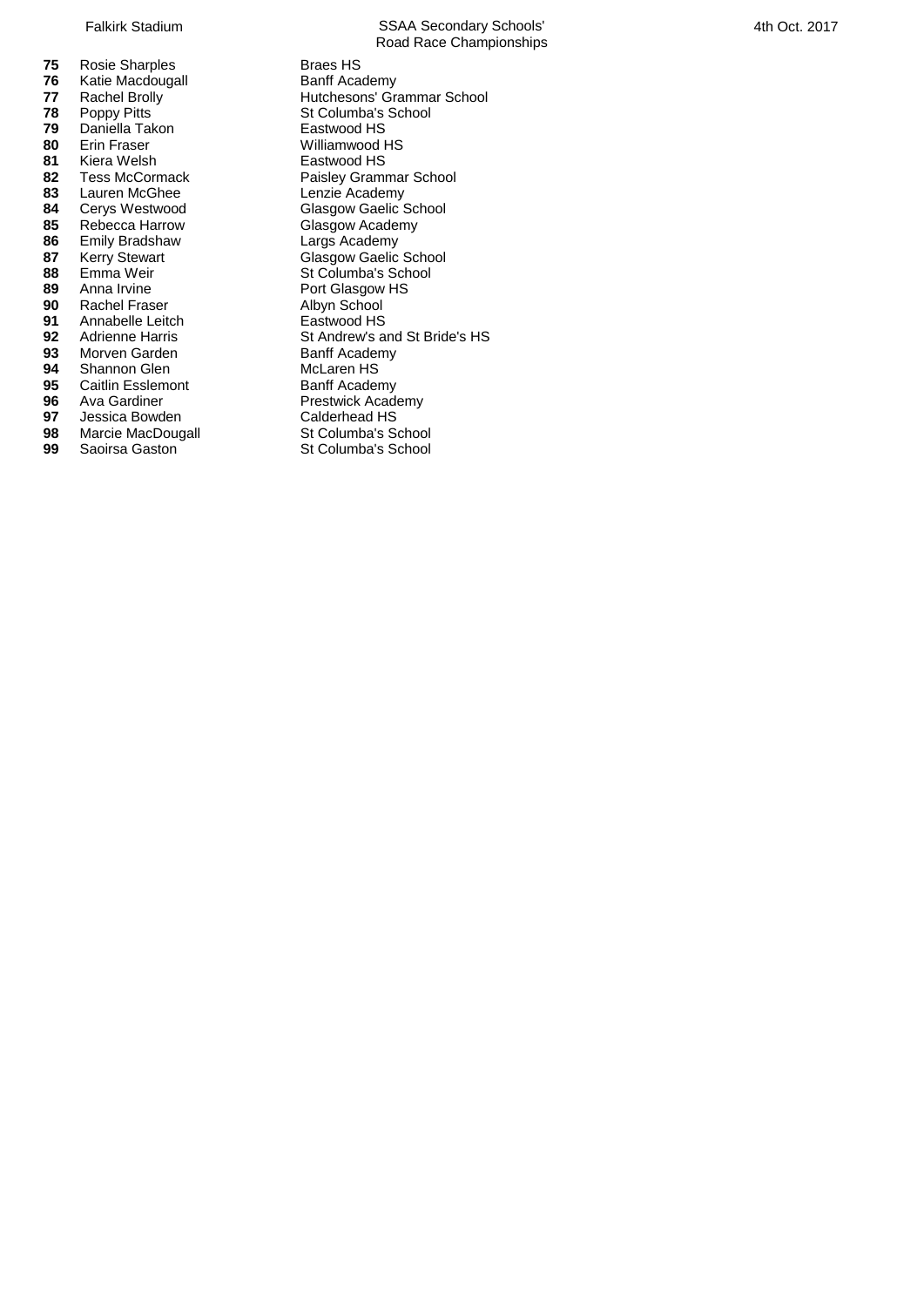| Pos | Name | School |
|---|---|---|
| **75** | Rosie Sharples | Braes HS |
| **76** | Katie Macdougall | Banff Academy |
| **77** | Rachel Brolly | Hutchesons' Grammar School |
| **78** | Poppy Pitts | St Columba's School |
| **79** | Daniella Takon | Eastwood HS |
| **80** | Erin Fraser | Williamwood HS |
| **81** | Kiera Welsh | Eastwood HS |
| **82** | Tess McCormack | Paisley Grammar School |
| **83** | Lauren McGhee | Lenzie Academy |
| **84** | Cerys Westwood | Glasgow Gaelic School |
| **85** | Rebecca Harrow | Glasgow Academy |
| **86** | Emily Bradshaw | Largs Academy |
| **87** | Kerry Stewart | Glasgow Gaelic School |
| **88** | Emma Weir | St Columba's School |
| **89** | Anna Irvine | Port Glasgow HS |
| **90** | Rachel Fraser | Albyn School |
| **91** | Annabelle Leitch | Eastwood HS |
| **92** | Adrienne Harris | St Andrew's and St Bride's HS |
| **93** | Morven Garden | Banff Academy |
| **94** | Shannon Glen | McLaren HS |
| **95** | Caitlin Esslemont | Banff Academy |
| **96** | Ava Gardiner | Prestwick Academy |
| **97** | Jessica Bowden | Calderhead HS |
| **98** | Marcie MacDougall | St Columba's School |
| **99** | Saoirsa Gaston | St Columba's School |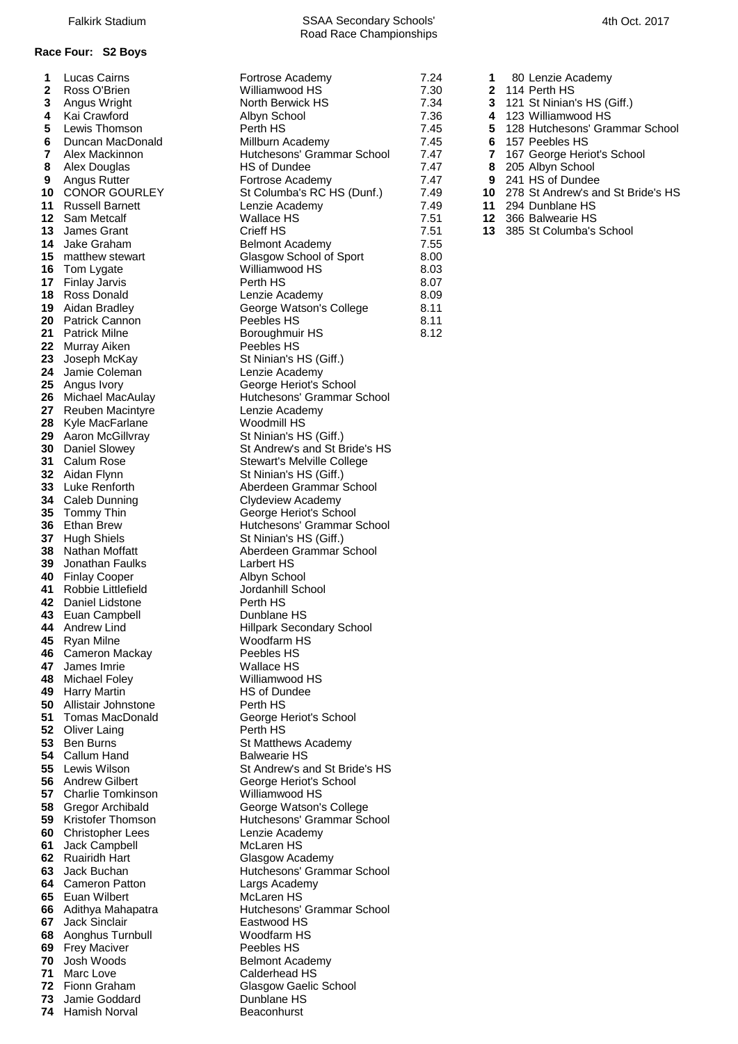Falkirk Stadium | SSAA Secondary Schools' Road Race Championships | 4th Oct. 2017

## Race Four: S2 Boys

| Pos | Name | School | Time |
|---|---|---|---|
| 1 | Lucas Cairns | Fortrose Academy | 7.24 |
| 2 | Ross O'Brien | Williamwood HS | 7.30 |
| 3 | Angus Wright | North Berwick HS | 7.34 |
| 4 | Kai Crawford | Albyn School | 7.36 |
| 5 | Lewis Thomson | Perth HS | 7.45 |
| 6 | Duncan MacDonald | Millburn Academy | 7.45 |
| 7 | Alex Mackinnon | Hutchesons' Grammar School | 7.47 |
| 8 | Alex Douglas | HS of Dundee | 7.47 |
| 9 | Angus Rutter | Fortrose Academy | 7.47 |
| 10 | CONOR GOURLEY | St Columba's RC HS (Dunf.) | 7.49 |
| 11 | Russell Barnett | Lenzie Academy | 7.49 |
| 12 | Sam Metcalf | Wallace HS | 7.51 |
| 13 | James Grant | Crieff HS | 7.51 |
| 14 | Jake Graham | Belmont Academy | 7.55 |
| 15 | matthew stewart | Glasgow School of Sport | 8.00 |
| 16 | Tom Lygate | Williamwood HS | 8.03 |
| 17 | Finlay Jarvis | Perth HS | 8.07 |
| 18 | Ross Donald | Lenzie Academy | 8.09 |
| 19 | Aidan Bradley | George Watson's College | 8.11 |
| 20 | Patrick Cannon | Peebles HS | 8.11 |
| 21 | Patrick Milne | Boroughmuir HS | 8.12 |
| 22 | Murray Aiken | Peebles HS | |
| 23 | Joseph McKay | St Ninian's HS (Giff.) | |
| 24 | Jamie Coleman | Lenzie Academy | |
| 25 | Angus Ivory | George Heriot's School | |
| 26 | Michael MacAulay | Hutchesons' Grammar School | |
| 27 | Reuben Macintyre | Lenzie Academy | |
| 28 | Kyle MacFarlane | Woodmill HS | |
| 29 | Aaron McGillvray | St Ninian's HS (Giff.) | |
| 30 | Daniel Slowey | St Andrew's and St Bride's HS | |
| 31 | Calum Rose | Stewart's Melville College | |
| 32 | Aidan Flynn | St Ninian's HS (Giff.) | |
| 33 | Luke Renforth | Aberdeen Grammar School | |
| 34 | Caleb Dunning | Clydeview Academy | |
| 35 | Tommy Thin | George Heriot's School | |
| 36 | Ethan Brew | Hutchesons' Grammar School | |
| 37 | Hugh Shiels | St Ninian's HS (Giff.) | |
| 38 | Nathan Moffatt | Aberdeen Grammar School | |
| 39 | Jonathan Faulks | Larbert HS | |
| 40 | Finlay Cooper | Albyn School | |
| 41 | Robbie Littlefield | Jordanhill School | |
| 42 | Daniel Lidstone | Perth HS | |
| 43 | Euan Campbell | Dunblane HS | |
| 44 | Andrew Lind | Hillpark Secondary School | |
| 45 | Ryan Milne | Woodfarm HS | |
| 46 | Cameron Mackay | Peebles HS | |
| 47 | James Imrie | Wallace HS | |
| 48 | Michael Foley | Williamwood HS | |
| 49 | Harry Martin | HS of Dundee | |
| 50 | Allistair Johnstone | Perth HS | |
| 51 | Tomas MacDonald | George Heriot's School | |
| 52 | Oliver Laing | Perth HS | |
| 53 | Ben Burns | St Matthews Academy | |
| 54 | Callum Hand | Balwearie HS | |
| 55 | Lewis Wilson | St Andrew's and St Bride's HS | |
| 56 | Andrew Gilbert | George Heriot's School | |
| 57 | Charlie Tomkinson | Williamwood HS | |
| 58 | Gregor Archibald | George Watson's College | |
| 59 | Kristofer Thomson | Hutchesons' Grammar School | |
| 60 | Christopher Lees | Lenzie Academy | |
| 61 | Jack Campbell | McLaren HS | |
| 62 | Ruairidh Hart | Glasgow Academy | |
| 63 | Jack Buchan | Hutchesons' Grammar School | |
| 64 | Cameron Patton | Largs Academy | |
| 65 | Euan Wilbert | McLaren HS | |
| 66 | Adithya Mahapatra | Hutchesons' Grammar School | |
| 67 | Jack Sinclair | Eastwood HS | |
| 68 | Aonghus Turnbull | Woodfarm HS | |
| 69 | Frey Maciver | Peebles HS | |
| 70 | Josh Woods | Belmont Academy | |
| 71 | Marc Love | Calderhead HS | |
| 72 | Fionn Graham | Glasgow Gaelic School | |
| 73 | Jamie Goddard | Dunblane HS | |
| 74 | Hamish Norval | Beaconhurst | |

### Team Results

| Pos | Points | School |
|---|---|---|
| 1 | 80 | Lenzie Academy |
| 2 | 114 | Perth HS |
| 3 | 121 | St Ninian's HS (Giff.) |
| 4 | 123 | Williamwood HS |
| 5 | 128 | Hutchesons' Grammar School |
| 6 | 157 | Peebles HS |
| 7 | 167 | George Heriot's School |
| 8 | 205 | Albyn School |
| 9 | 241 | HS of Dundee |
| 10 | 278 | St Andrew's and St Bride's HS |
| 11 | 294 | Dunblane HS |
| 12 | 366 | Balwearie HS |
| 13 | 385 | St Columba's School |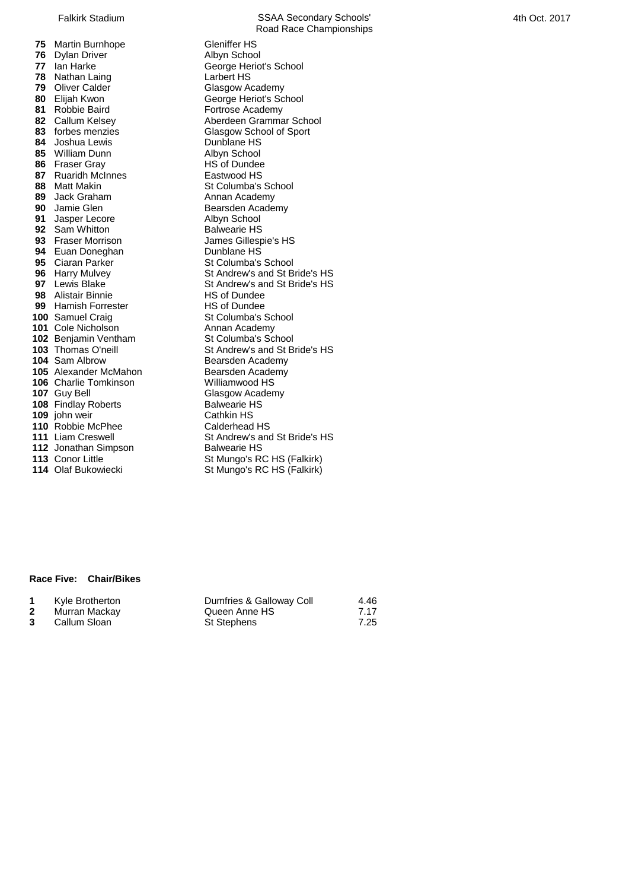| | | |
|---|---|---|
| **75** | Martin Burnhope | Gleniffer HS |
| **76** | Dylan Driver | Albyn School |
| **77** | Ian Harke | George Heriot's School |
| **78** | Nathan Laing | Larbert HS |
| **79** | Oliver Calder | Glasgow Academy |
| **80** | Elijah Kwon | George Heriot's School |
| **81** | Robbie Baird | Fortrose Academy |
| **82** | Callum Kelsey | Aberdeen Grammar School |
| **83** | forbes menzies | Glasgow School of Sport |
| **84** | Joshua Lewis | Dunblane HS |
| **85** | William Dunn | Albyn School |
| **86** | Fraser Gray | HS of Dundee |
| **87** | Ruaridh McInnes | Eastwood HS |
| **88** | Matt Makin | St Columba's School |
| **89** | Jack Graham | Annan Academy |
| **90** | Jamie Glen | Bearsden Academy |
| **91** | Jasper Lecore | Albyn School |
| **92** | Sam Whitton | Balwearie HS |
| **93** | Fraser Morrison | James Gillespie's HS |
| **94** | Euan Doneghan | Dunblane HS |
| **95** | Ciaran Parker | St Columba's School |
| **96** | Harry Mulvey | St Andrew's and St Bride's HS |
| **97** | Lewis Blake | St Andrew's and St Bride's HS |
| **98** | Alistair Binnie | HS of Dundee |
| **99** | Hamish Forrester | HS of Dundee |
| **100** | Samuel Craig | St Columba's School |
| **101** | Cole Nicholson | Annan Academy |
| **102** | Benjamin Ventham | St Columba's School |
| **103** | Thomas O'neill | St Andrew's and St Bride's HS |
| **104** | Sam Albrow | Bearsden Academy |
| **105** | Alexander McMahon | Bearsden Academy |
| **106** | Charlie Tomkinson | Williamwood HS |
| **107** | Guy Bell | Glasgow Academy |
| **108** | Findlay Roberts | Balwearie HS |
| **109** | john weir | Cathkin HS |
| **110** | Robbie McPhee | Calderhead HS |
| **111** | Liam Creswell | St Andrew's and St Bride's HS |
| **112** | Jonathan Simpson | Balwearie HS |
| **113** | Conor Little | St Mungo's RC HS (Falkirk) |
| **114** | Olaf Bukowiecki | St Mungo's RC HS (Falkirk) |

**Race Five: Chair/Bikes**

| | | | |
|---|---|---|---|
| **1** | Kyle Brotherton | Dumfries & Galloway Coll | 4.46 |
| **2** | Murran Mackay | Queen Anne HS | 7.17 |
| **3** | Callum Sloan | St Stephens | 7.25 |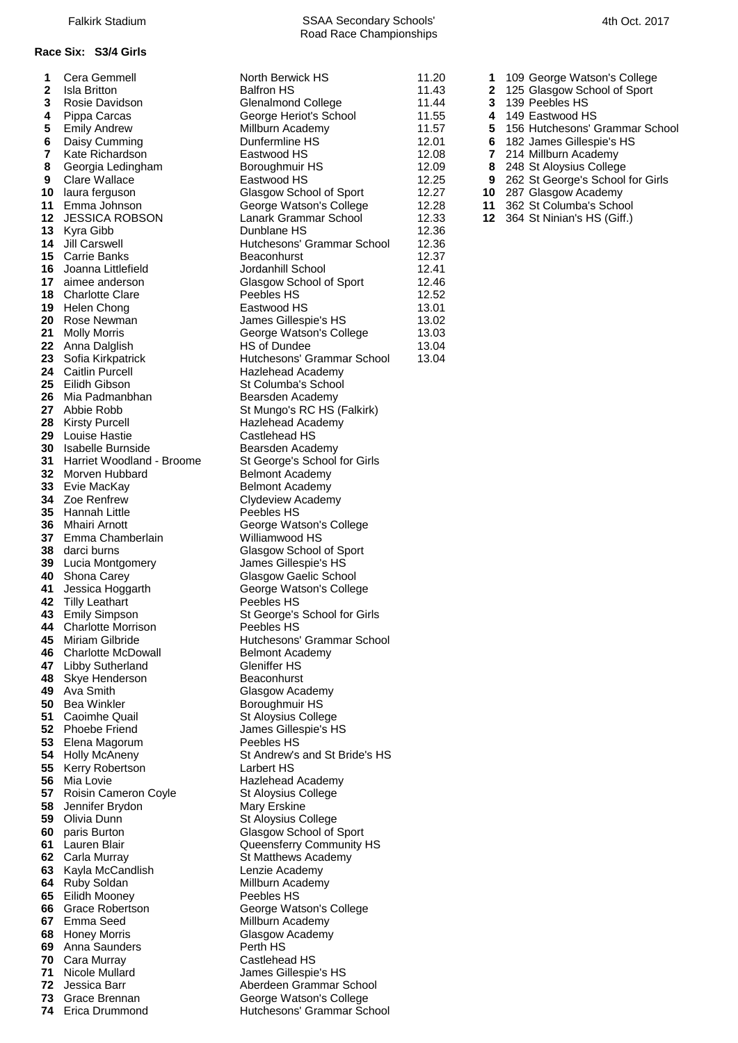Falkirk Stadium — SSAA Secondary Schools' Road Race Championships — 4th Oct. 2017

### Race Six: S3/4 Girls

| Pos | Name | School | Time |
|---|---|---|---|
| 1 | Cera Gemmell | North Berwick HS | 11.20 |
| 2 | Isla Britton | Balfron HS | 11.43 |
| 3 | Rosie Davidson | Glenalmond College | 11.44 |
| 4 | Pippa Carcas | George Heriot's School | 11.55 |
| 5 | Emily Andrew | Millburn Academy | 11.57 |
| 6 | Daisy Cumming | Dunfermline HS | 12.01 |
| 7 | Kate Richardson | Eastwood HS | 12.08 |
| 8 | Georgia Ledingham | Boroughmuir HS | 12.09 |
| 9 | Clare Wallace | Eastwood HS | 12.25 |
| 10 | laura ferguson | Glasgow School of Sport | 12.27 |
| 11 | Emma Johnson | George Watson's College | 12.28 |
| 12 | JESSICA ROBSON | Lanark Grammar School | 12.33 |
| 13 | Kyra Gibb | Dunblane HS | 12.36 |
| 14 | Jill Carswell | Hutchesons' Grammar School | 12.36 |
| 15 | Carrie Banks | Beaconhurst | 12.37 |
| 16 | Joanna Littlefield | Jordanhill School | 12.41 |
| 17 | aimee anderson | Glasgow School of Sport | 12.46 |
| 18 | Charlotte Clare | Peebles HS | 12.52 |
| 19 | Helen Chong | Eastwood HS | 13.01 |
| 20 | Rose Newman | James Gillespie's HS | 13.02 |
| 21 | Molly Morris | George Watson's College | 13.03 |
| 22 | Anna Dalglish | HS of Dundee | 13.04 |
| 23 | Sofia Kirkpatrick | Hutchesons' Grammar School | 13.04 |
| 24 | Caitlin Purcell | Hazlehead Academy | |
| 25 | Eilidh Gibson | St Columba's School | |
| 26 | Mia Padmanbhan | Bearsden Academy | |
| 27 | Abbie Robb | St Mungo's RC HS (Falkirk) | |
| 28 | Kirsty Purcell | Hazlehead Academy | |
| 29 | Louise Hastie | Castlehead HS | |
| 30 | Isabelle Burnside | Bearsden Academy | |
| 31 | Harriet Woodland - Broome | St George's School for Girls | |
| 32 | Morven Hubbard | Belmont Academy | |
| 33 | Evie MacKay | Belmont Academy | |
| 34 | Zoe Renfrew | Clydeview Academy | |
| 35 | Hannah Little | Peebles HS | |
| 36 | Mhairi Arnott | George Watson's College | |
| 37 | Emma Chamberlain | Williamwood HS | |
| 38 | darci burns | Glasgow School of Sport | |
| 39 | Lucia Montgomery | James Gillespie's HS | |
| 40 | Shona Carey | Glasgow Gaelic School | |
| 41 | Jessica Hoggarth | George Watson's College | |
| 42 | Tilly Leathart | Peebles HS | |
| 43 | Emily Simpson | St George's School for Girls | |
| 44 | Charlotte Morrison | Peebles HS | |
| 45 | Miriam Gilbride | Hutchesons' Grammar School | |
| 46 | Charlotte McDowall | Belmont Academy | |
| 47 | Libby Sutherland | Gleniffer HS | |
| 48 | Skye Henderson | Beaconhurst | |
| 49 | Ava Smith | Glasgow Academy | |
| 50 | Bea Winkler | Boroughmuir HS | |
| 51 | Caoimhe Quail | St Aloysius College | |
| 52 | Phoebe Friend | James Gillespie's HS | |
| 53 | Elena Magorum | Peebles HS | |
| 54 | Holly McAneny | St Andrew's and St Bride's HS | |
| 55 | Kerry Robertson | Larbert HS | |
| 56 | Mia Lovie | Hazlehead Academy | |
| 57 | Roisin Cameron Coyle | St Aloysius College | |
| 58 | Jennifer Brydon | Mary Erskine | |
| 59 | Olivia Dunn | St Aloysius College | |
| 60 | paris Burton | Glasgow School of Sport | |
| 61 | Lauren Blair | Queensferry Community HS | |
| 62 | Carla Murray | St Matthews Academy | |
| 63 | Kayla McCandlish | Lenzie Academy | |
| 64 | Ruby Soldan | Millburn Academy | |
| 65 | Eilidh Mooney | Peebles HS | |
| 66 | Grace Robertson | George Watson's College | |
| 67 | Emma Seed | Millburn Academy | |
| 68 | Honey Morris | Glasgow Academy | |
| 69 | Anna Saunders | Perth HS | |
| 70 | Cara Murray | Castlehead HS | |
| 71 | Nicole Mullard | James Gillespie's HS | |
| 72 | Jessica Barr | Aberdeen Grammar School | |
| 73 | Grace Brennan | George Watson's College | |
| 74 | Erica Drummond | Hutchesons' Grammar School | |

| Pos | Points | Team |
|---|---|---|
| 1 | 109 | George Watson's College |
| 2 | 125 | Glasgow School of Sport |
| 3 | 139 | Peebles HS |
| 4 | 149 | Eastwood HS |
| 5 | 156 | Hutchesons' Grammar School |
| 6 | 182 | James Gillespie's HS |
| 7 | 214 | Millburn Academy |
| 8 | 248 | St Aloysius College |
| 9 | 262 | St George's School for Girls |
| 10 | 287 | Glasgow Academy |
| 11 | 362 | St Columba's School |
| 12 | 364 | St Ninian's HS (Giff.) |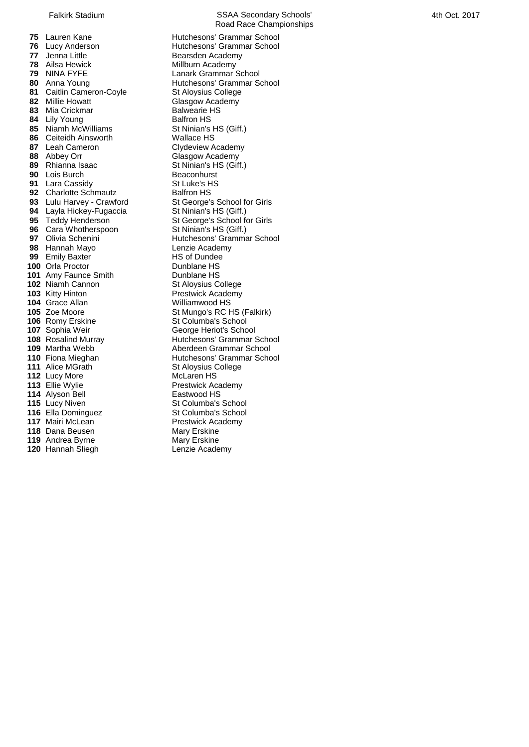| Pos | Name | School |
|---|---|---|
| 75 | Lauren Kane | Hutchesons' Grammar School |
| 76 | Lucy Anderson | Hutchesons' Grammar School |
| 77 | Jenna Little | Bearsden Academy |
| 78 | Ailsa Hewick | Millburn Academy |
| 79 | NINA FYFE | Lanark Grammar School |
| 80 | Anna Young | Hutchesons' Grammar School |
| 81 | Caitlin Cameron-Coyle | St Aloysius College |
| 82 | Millie Howatt | Glasgow Academy |
| 83 | Mia Crickmar | Balwearie HS |
| 84 | Lily Young | Balfron HS |
| 85 | Niamh McWilliams | St Ninian's HS (Giff.) |
| 86 | Ceiteidh Ainsworth | Wallace HS |
| 87 | Leah Cameron | Clydeview Academy |
| 88 | Abbey Orr | Glasgow Academy |
| 89 | Rhianna Isaac | St Ninian's HS (Giff.) |
| 90 | Lois Burch | Beaconhurst |
| 91 | Lara Cassidy | St Luke's HS |
| 92 | Charlotte Schmautz | Balfron HS |
| 93 | Lulu Harvey - Crawford | St George's School for Girls |
| 94 | Layla Hickey-Fugaccia | St Ninian's HS (Giff.) |
| 95 | Teddy Henderson | St George's School for Girls |
| 96 | Cara Whotherspoon | St Ninian's HS (Giff.) |
| 97 | Olivia Schenini | Hutchesons' Grammar School |
| 98 | Hannah Mayo | Lenzie Academy |
| 99 | Emily Baxter | HS of Dundee |
| 100 | Orla Proctor | Dunblane HS |
| 101 | Amy Faunce Smith | Dunblane HS |
| 102 | Niamh Cannon | St Aloysius College |
| 103 | Kitty Hinton | Prestwick Academy |
| 104 | Grace Allan | Williamwood HS |
| 105 | Zoe Moore | St Mungo's RC HS (Falkirk) |
| 106 | Romy Erskine | St Columba's School |
| 107 | Sophia Weir | George Heriot's School |
| 108 | Rosalind Murray | Hutchesons' Grammar School |
| 109 | Martha Webb | Aberdeen Grammar School |
| 110 | Fiona Mieghan | Hutchesons' Grammar School |
| 111 | Alice MGrath | St Aloysius College |
| 112 | Lucy More | McLaren HS |
| 113 | Ellie Wylie | Prestwick Academy |
| 114 | Alyson Bell | Eastwood HS |
| 115 | Lucy Niven | St Columba's School |
| 116 | Ella Dominguez | St Columba's School |
| 117 | Mairi McLean | Prestwick Academy |
| 118 | Dana Beusen | Mary Erskine |
| 119 | Andrea Byrne | Mary Erskine |
| 120 | Hannah Sliegh | Lenzie Academy |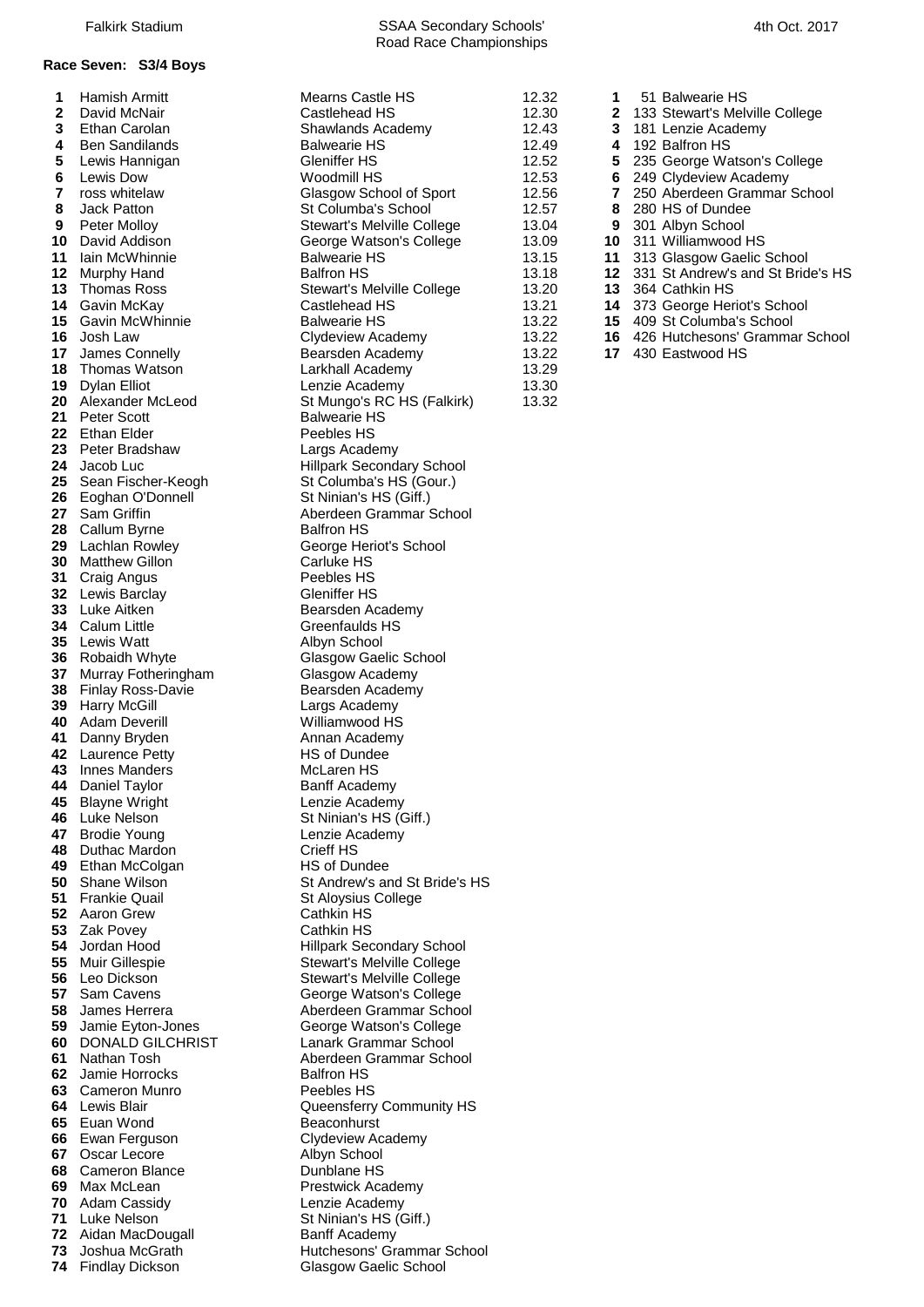Falkirk Stadium

SSAA Secondary Schools' Road Race Championships

4th Oct. 2017

### Race Seven: S3/4 Boys

| Pos | Name | School | Time |
|---|---|---|---|
| 1 | Hamish Armitt | Mearns Castle HS | 12.32 |
| 2 | David McNair | Castlehead HS | 12.30 |
| 3 | Ethan Carolan | Shawlands Academy | 12.43 |
| 4 | Ben Sandilands | Balwearie HS | 12.49 |
| 5 | Lewis Hannigan | Gleniffer HS | 12.52 |
| 6 | Lewis Dow | Woodmill HS | 12.53 |
| 7 | ross whitelaw | Glasgow School of Sport | 12.56 |
| 8 | Jack Patton | St Columba's School | 12.57 |
| 9 | Peter Molloy | Stewart's Melville College | 13.04 |
| 10 | David Addison | George Watson's College | 13.09 |
| 11 | Iain McWhinnie | Balwearie HS | 13.15 |
| 12 | Murphy Hand | Balfron HS | 13.18 |
| 13 | Thomas Ross | Stewart's Melville College | 13.20 |
| 14 | Gavin McKay | Castlehead HS | 13.21 |
| 15 | Gavin McWhinnie | Balwearie HS | 13.22 |
| 16 | Josh Law | Clydeview Academy | 13.22 |
| 17 | James Connelly | Bearsden Academy | 13.22 |
| 18 | Thomas Watson | Larkhall Academy | 13.29 |
| 19 | Dylan Elliot | Lenzie Academy | 13.30 |
| 20 | Alexander McLeod | St Mungo's RC HS (Falkirk) | 13.32 |
| 21 | Peter Scott | Balwearie HS | |
| 22 | Ethan Elder | Peebles HS | |
| 23 | Peter Bradshaw | Largs Academy | |
| 24 | Jacob Luc | Hillpark Secondary School | |
| 25 | Sean Fischer-Keogh | St Columba's HS (Gour.) | |
| 26 | Eoghan O'Donnell | St Ninian's HS (Giff.) | |
| 27 | Sam Griffin | Aberdeen Grammar School | |
| 28 | Callum Byrne | Balfron HS | |
| 29 | Lachlan Rowley | George Heriot's School | |
| 30 | Matthew Gillon | Carluke HS | |
| 31 | Craig Angus | Peebles HS | |
| 32 | Lewis Barclay | Gleniffer HS | |
| 33 | Luke Aitken | Bearsden Academy | |
| 34 | Calum Little | Greenfaulds HS | |
| 35 | Lewis Watt | Albyn School | |
| 36 | Robaidh Whyte | Glasgow Gaelic School | |
| 37 | Murray Fotheringham | Glasgow Academy | |
| 38 | Finlay Ross-Davie | Bearsden Academy | |
| 39 | Harry McGill | Largs Academy | |
| 40 | Adam Deverill | Williamwood HS | |
| 41 | Danny Bryden | Annan Academy | |
| 42 | Laurence Petty | HS of Dundee | |
| 43 | Innes Manders | McLaren HS | |
| 44 | Daniel Taylor | Banff Academy | |
| 45 | Blayne Wright | Lenzie Academy | |
| 46 | Luke Nelson | St Ninian's HS (Giff.) | |
| 47 | Brodie Young | Lenzie Academy | |
| 48 | Duthac Mardon | Crieff HS | |
| 49 | Ethan McColgan | HS of Dundee | |
| 50 | Shane Wilson | St Andrew's and St Bride's HS | |
| 51 | Frankie Quail | St Aloysius College | |
| 52 | Aaron Grew | Cathkin HS | |
| 53 | Zak Povey | Cathkin HS | |
| 54 | Jordan Hood | Hillpark Secondary School | |
| 55 | Muir Gillespie | Stewart's Melville College | |
| 56 | Leo Dickson | Stewart's Melville College | |
| 57 | Sam Cavens | George Watson's College | |
| 58 | James Herrera | Aberdeen Grammar School | |
| 59 | Jamie Eyton-Jones | George Watson's College | |
| 60 | DONALD GILCHRIST | Lanark Grammar School | |
| 61 | Nathan Tosh | Aberdeen Grammar School | |
| 62 | Jamie Horrocks | Balfron HS | |
| 63 | Cameron Munro | Peebles HS | |
| 64 | Lewis Blair | Queensferry Community HS | |
| 65 | Euan Wond | Beaconhurst | |
| 66 | Ewan Ferguson | Clydeview Academy | |
| 67 | Oscar Lecore | Albyn School | |
| 68 | Cameron Blance | Dunblane HS | |
| 69 | Max McLean | Prestwick Academy | |
| 70 | Adam Cassidy | Lenzie Academy | |
| 71 | Luke Nelson | St Ninian's HS (Giff.) | |
| 72 | Aidan MacDougall | Banff Academy | |
| 73 | Joshua McGrath | Hutchesons' Grammar School | |
| 74 | Findlay Dickson | Glasgow Gaelic School | |

| Pos | Points | School |
|---|---|---|
| 1 | 51 | Balwearie HS |
| 2 | 133 | Stewart's Melville College |
| 3 | 181 | Lenzie Academy |
| 4 | 192 | Balfron HS |
| 5 | 235 | George Watson's College |
| 6 | 249 | Clydeview Academy |
| 7 | 250 | Aberdeen Grammar School |
| 8 | 280 | HS of Dundee |
| 9 | 301 | Albyn School |
| 10 | 311 | Williamwood HS |
| 11 | 313 | Glasgow Gaelic School |
| 12 | 331 | St Andrew's and St Bride's HS |
| 13 | 364 | Cathkin HS |
| 14 | 373 | George Heriot's School |
| 15 | 409 | St Columba's School |
| 16 | 426 | Hutchesons' Grammar School |
| 17 | 430 | Eastwood HS |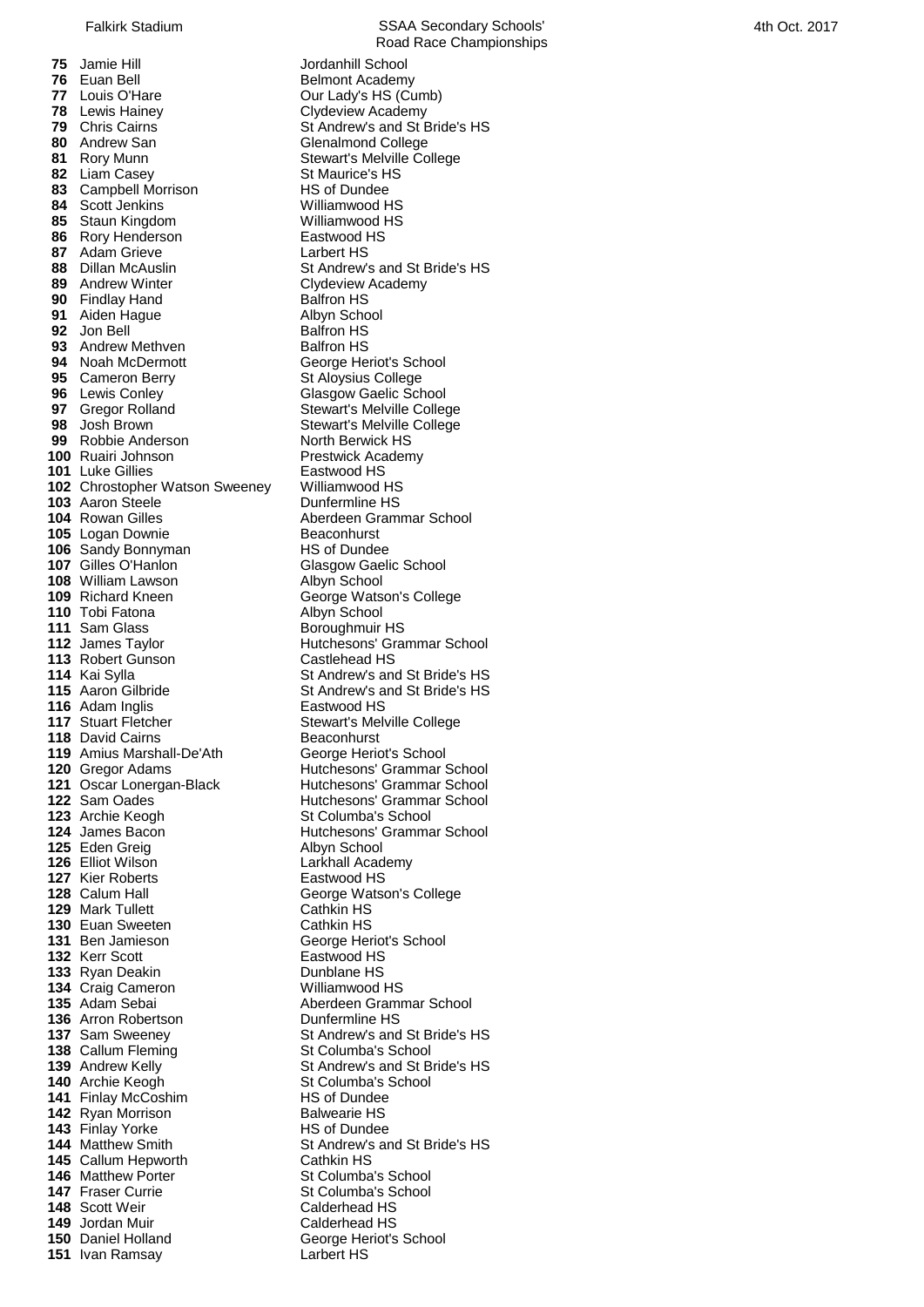| Pos | Name | School |
|---|---|---|
| 75 | Jamie Hill | Jordanhill School |
| 76 | Euan Bell | Belmont Academy |
| 77 | Louis O'Hare | Our Lady's HS (Cumb) |
| 78 | Lewis Hainey | Clydeview Academy |
| 79 | Chris Cairns | St Andrew's and St Bride's HS |
| 80 | Andrew San | Glenalmond College |
| 81 | Rory Munn | Stewart's Melville College |
| 82 | Liam Casey | St Maurice's HS |
| 83 | Campbell Morrison | HS of Dundee |
| 84 | Scott Jenkins | Williamwood HS |
| 85 | Staun Kingdom | Williamwood HS |
| 86 | Rory Henderson | Eastwood HS |
| 87 | Adam Grieve | Larbert HS |
| 88 | Dillan McAuslin | St Andrew's and St Bride's HS |
| 89 | Andrew Winter | Clydeview Academy |
| 90 | Findlay Hand | Balfron HS |
| 91 | Aiden Hague | Albyn School |
| 92 | Jon Bell | Balfron HS |
| 93 | Andrew Methven | Balfron HS |
| 94 | Noah McDermott | George Heriot's School |
| 95 | Cameron Berry | St Aloysius College |
| 96 | Lewis Conley | Glasgow Gaelic School |
| 97 | Gregor Rolland | Stewart's Melville College |
| 98 | Josh Brown | Stewart's Melville College |
| 99 | Robbie Anderson | North Berwick HS |
| 100 | Ruairi Johnson | Prestwick Academy |
| 101 | Luke Gillies | Eastwood HS |
| 102 | Chrostopher Watson Sweeney | Williamwood HS |
| 103 | Aaron Steele | Dunfermline HS |
| 104 | Rowan Gilles | Aberdeen Grammar School |
| 105 | Logan Downie | Beaconhurst |
| 106 | Sandy Bonnyman | HS of Dundee |
| 107 | Gilles O'Hanlon | Glasgow Gaelic School |
| 108 | William Lawson | Albyn School |
| 109 | Richard Kneen | George Watson's College |
| 110 | Tobi Fatona | Albyn School |
| 111 | Sam Glass | Boroughmuir HS |
| 112 | James Taylor | Hutchesons' Grammar School |
| 113 | Robert Gunson | Castlehead HS |
| 114 | Kai Sylla | St Andrew's and St Bride's HS |
| 115 | Aaron Gilbride | St Andrew's and St Bride's HS |
| 116 | Adam Inglis | Eastwood HS |
| 117 | Stuart Fletcher | Stewart's Melville College |
| 118 | David Cairns | Beaconhurst |
| 119 | Amius Marshall-De'Ath | George Heriot's School |
| 120 | Gregor Adams | Hutchesons' Grammar School |
| 121 | Oscar Lonergan-Black | Hutchesons' Grammar School |
| 122 | Sam Oades | Hutchesons' Grammar School |
| 123 | Archie Keogh | St Columba's School |
| 124 | James Bacon | Hutchesons' Grammar School |
| 125 | Eden Greig | Albyn School |
| 126 | Elliot Wilson | Larkhall Academy |
| 127 | Kier Roberts | Eastwood HS |
| 128 | Calum Hall | George Watson's College |
| 129 | Mark Tullett | Cathkin HS |
| 130 | Euan Sweeten | Cathkin HS |
| 131 | Ben Jamieson | George Heriot's School |
| 132 | Kerr Scott | Eastwood HS |
| 133 | Ryan Deakin | Dunblane HS |
| 134 | Craig Cameron | Williamwood HS |
| 135 | Adam Sebai | Aberdeen Grammar School |
| 136 | Arron Robertson | Dunfermline HS |
| 137 | Sam Sweeney | St Andrew's and St Bride's HS |
| 138 | Callum Fleming | St Columba's School |
| 139 | Andrew Kelly | St Andrew's and St Bride's HS |
| 140 | Archie Keogh | St Columba's School |
| 141 | Finlay McCoshim | HS of Dundee |
| 142 | Ryan Morrison | Balwearie HS |
| 143 | Finlay Yorke | HS of Dundee |
| 144 | Matthew Smith | St Andrew's and St Bride's HS |
| 145 | Callum Hepworth | Cathkin HS |
| 146 | Matthew Porter | St Columba's School |
| 147 | Fraser Currie | St Columba's School |
| 148 | Scott Weir | Calderhead HS |
| 149 | Jordan Muir | Calderhead HS |
| 150 | Daniel Holland | George Heriot's School |
| 151 | Ivan Ramsay | Larbert HS |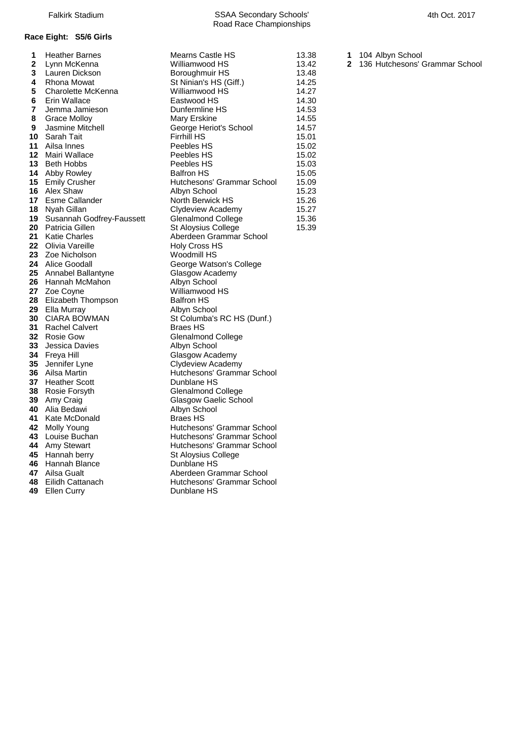Falkirk Stadium

SSAA Secondary Schools' Road Race Championships

4th Oct. 2017

**Race Eight: S5/6 Girls**

| Pos | Name | School | Time |
|---|---|---|---|
| **1** | Heather Barnes | Mearns Castle HS | 13.38 |
| **2** | Lynn McKenna | Williamwood HS | 13.42 |
| **3** | Lauren Dickson | Boroughmuir HS | 13.48 |
| **4** | Rhona Mowat | St Ninian's HS (Giff.) | 14.25 |
| **5** | Charolette McKenna | Williamwood HS | 14.27 |
| **6** | Erin Wallace | Eastwood HS | 14.30 |
| **7** | Jemma Jamieson | Dunfermline HS | 14.53 |
| **8** | Grace Molloy | Mary Erskine | 14.55 |
| **9** | Jasmine Mitchell | George Heriot's School | 14.57 |
| **10** | Sarah Tait | Firrhill HS | 15.01 |
| **11** | Ailsa Innes | Peebles HS | 15.02 |
| **12** | Mairi Wallace | Peebles HS | 15.02 |
| **13** | Beth Hobbs | Peebles HS | 15.03 |
| **14** | Abby Rowley | Balfron HS | 15.05 |
| **15** | Emily Crusher | Hutchesons' Grammar School | 15.09 |
| **16** | Alex Shaw | Albyn School | 15.23 |
| **17** | Esme Callander | North Berwick HS | 15.26 |
| **18** | Nyah Gillan | Clydeview Academy | 15.27 |
| **19** | Susannah Godfrey-Faussett | Glenalmond College | 15.36 |
| **20** | Patricia Gillen | St Aloysius College | 15.39 |
| **21** | Katie Charles | Aberdeen Grammar School | |
| **22** | Olivia Vareille | Holy Cross HS | |
| **23** | Zoe Nicholson | Woodmill HS | |
| **24** | Alice Goodall | George Watson's College | |
| **25** | Annabel Ballantyne | Glasgow Academy | |
| **26** | Hannah McMahon | Albyn School | |
| **27** | Zoe Coyne | Williamwood HS | |
| **28** | Elizabeth Thompson | Balfron HS | |
| **29** | Ella Murray | Albyn School | |
| **30** | CIARA BOWMAN | St Columba's RC HS (Dunf.) | |
| **31** | Rachel Calvert | Braes HS | |
| **32** | Rosie Gow | Glenalmond College | |
| **33** | Jessica Davies | Albyn School | |
| **34** | Freya Hill | Glasgow Academy | |
| **35** | Jennifer Lyne | Clydeview Academy | |
| **36** | Ailsa Martin | Hutchesons' Grammar School | |
| **37** | Heather Scott | Dunblane HS | |
| **38** | Rosie Forsyth | Glenalmond College | |
| **39** | Amy Craig | Glasgow Gaelic School | |
| **40** | Alia Bedawi | Albyn School | |
| **41** | Kate McDonald | Braes HS | |
| **42** | Molly Young | Hutchesons' Grammar School | |
| **43** | Louise Buchan | Hutchesons' Grammar School | |
| **44** | Amy Stewart | Hutchesons' Grammar School | |
| **45** | Hannah berry | St Aloysius College | |
| **46** | Hannah Blance | Dunblane HS | |
| **47** | Ailsa Gualt | Aberdeen Grammar School | |
| **48** | Eilidh Cattanach | Hutchesons' Grammar School | |
| **49** | Ellen Curry | Dunblane HS | |

| Pos | Points | Team |
|---|---|---|
| **1** | 104 | Albyn School |
| **2** | 136 | Hutchesons' Grammar School |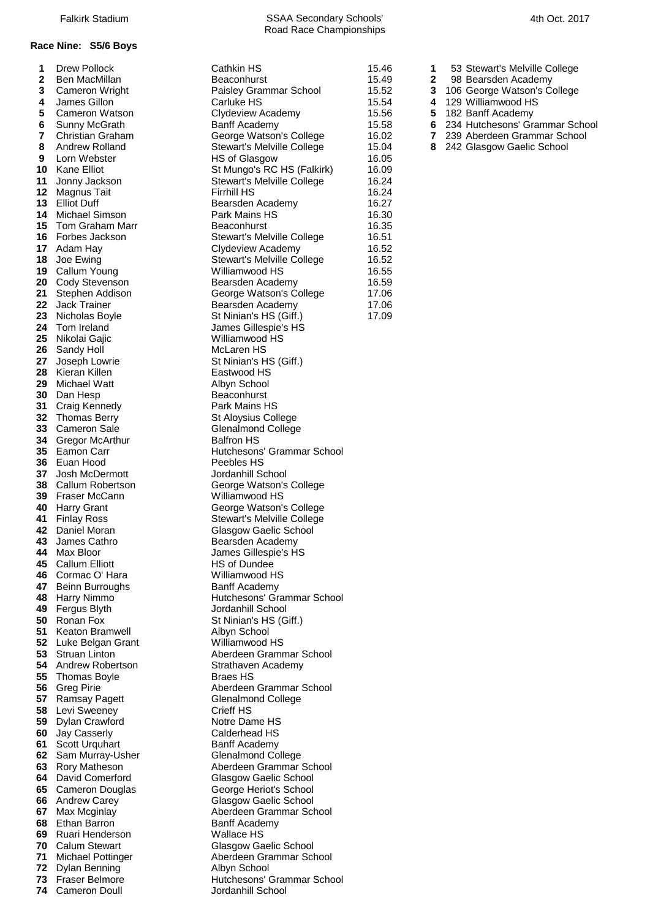Falkirk Stadium — SSAA Secondary Schools' Road Race Championships — 4th Oct. 2017

## Race Nine: S5/6 Boys

| Pos | Name | School | Time |
|---|---|---|---|
| 1 | Drew Pollock | Cathkin HS | 15.46 |
| 2 | Ben MacMillan | Beaconhurst | 15.49 |
| 3 | Cameron Wright | Paisley Grammar School | 15.52 |
| 4 | James Gillon | Carluke HS | 15.54 |
| 5 | Cameron Watson | Clydeview Academy | 15.56 |
| 6 | Sunny McGrath | Banff Academy | 15.58 |
| 7 | Christian Graham | George Watson's College | 16.02 |
| 8 | Andrew Rolland | Stewart's Melville College | 15.04 |
| 9 | Lorn Webster | HS of Glasgow | 16.05 |
| 10 | Kane Elliot | St Mungo's RC HS (Falkirk) | 16.09 |
| 11 | Jonny Jackson | Stewart's Melville College | 16.24 |
| 12 | Magnus Tait | Firrhill HS | 16.24 |
| 13 | Elliot Duff | Bearsden Academy | 16.27 |
| 14 | Michael Simson | Park Mains HS | 16.30 |
| 15 | Tom Graham Marr | Beaconhurst | 16.35 |
| 16 | Forbes Jackson | Stewart's Melville College | 16.51 |
| 17 | Adam Hay | Clydeview Academy | 16.52 |
| 18 | Joe Ewing | Stewart's Melville College | 16.52 |
| 19 | Callum Young | Williamwood HS | 16.55 |
| 20 | Cody Stevenson | Bearsden Academy | 16.59 |
| 21 | Stephen Addison | George Watson's College | 17.06 |
| 22 | Jack Trainer | Bearsden Academy | 17.06 |
| 23 | Nicholas Boyle | St Ninian's HS (Giff.) | 17.09 |
| 24 | Tom Ireland | James Gillespie's HS | |
| 25 | Nikolai Gajic | Williamwood HS | |
| 26 | Sandy Holl | McLaren HS | |
| 27 | Joseph Lowrie | St Ninian's HS (Giff.) | |
| 28 | Kieran Killen | Eastwood HS | |
| 29 | Michael Watt | Albyn School | |
| 30 | Dan Hesp | Beaconhurst | |
| 31 | Craig Kennedy | Park Mains HS | |
| 32 | Thomas Berry | St Aloysius College | |
| 33 | Cameron Sale | Glenalmond College | |
| 34 | Gregor McArthur | Balfron HS | |
| 35 | Eamon Carr | Hutchesons' Grammar School | |
| 36 | Euan Hood | Peebles HS | |
| 37 | Josh McDermott | Jordanhill School | |
| 38 | Callum Robertson | George Watson's College | |
| 39 | Fraser McCann | Williamwood HS | |
| 40 | Harry Grant | George Watson's College | |
| 41 | Finlay Ross | Stewart's Melville College | |
| 42 | Daniel Moran | Glasgow Gaelic School | |
| 43 | James Cathro | Bearsden Academy | |
| 44 | Max Bloor | James Gillespie's HS | |
| 45 | Callum Elliott | HS of Dundee | |
| 46 | Cormac O' Hara | Williamwood HS | |
| 47 | Beinn Burroughs | Banff Academy | |
| 48 | Harry Nimmo | Hutchesons' Grammar School | |
| 49 | Fergus Blyth | Jordanhill School | |
| 50 | Ronan Fox | St Ninian's HS (Giff.) | |
| 51 | Keaton Bramwell | Albyn School | |
| 52 | Luke Belgan Grant | Williamwood HS | |
| 53 | Struan Linton | Aberdeen Grammar School | |
| 54 | Andrew Robertson | Strathaven Academy | |
| 55 | Thomas Boyle | Braes HS | |
| 56 | Greg Pirie | Aberdeen Grammar School | |
| 57 | Ramsay Pagett | Glenalmond College | |
| 58 | Levi Sweeney | Crieff HS | |
| 59 | Dylan Crawford | Notre Dame HS | |
| 60 | Jay Casserly | Calderhead HS | |
| 61 | Scott Urquhart | Banff Academy | |
| 62 | Sam Murray-Usher | Glenalmond College | |
| 63 | Rory Matheson | Aberdeen Grammar School | |
| 64 | David Comerford | Glasgow Gaelic School | |
| 65 | Cameron Douglas | George Heriot's School | |
| 66 | Andrew Carey | Glasgow Gaelic School | |
| 67 | Max Mcginlay | Aberdeen Grammar School | |
| 68 | Ethan Barron | Banff Academy | |
| 69 | Ruari Henderson | Wallace HS | |
| 70 | Calum Stewart | Glasgow Gaelic School | |
| 71 | Michael Pottinger | Aberdeen Grammar School | |
| 72 | Dylan Benning | Albyn School | |
| 73 | Fraser Belmore | Hutchesons' Grammar School | |
| 74 | Cameron Doull | Jordanhill School | |

| Pos | Points | Team |
|---|---|---|
| 1 | 53 | Stewart's Melville College |
| 2 | 98 | Bearsden Academy |
| 3 | 106 | George Watson's College |
| 4 | 129 | Williamwood HS |
| 5 | 182 | Banff Academy |
| 6 | 234 | Hutchesons' Grammar School |
| 7 | 239 | Aberdeen Grammar School |
| 8 | 242 | Glasgow Gaelic School |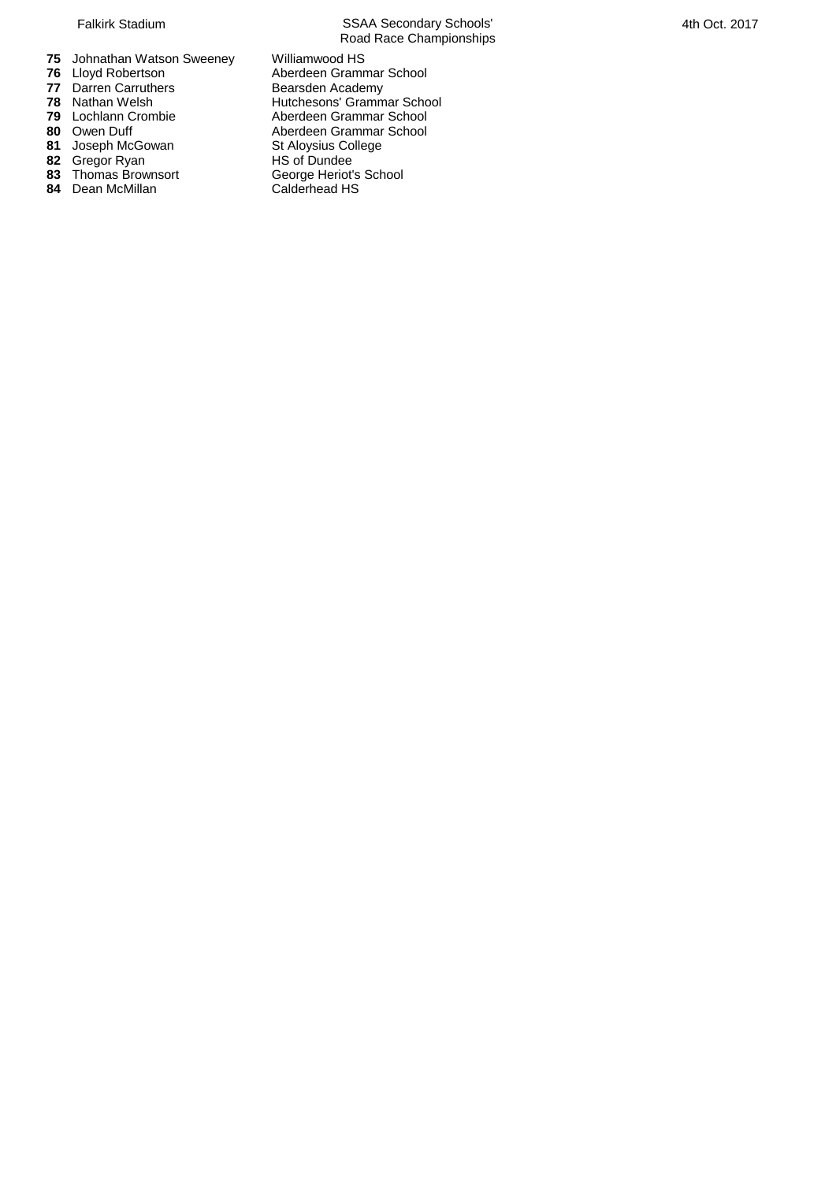| | | |
|---|---|---|
| **75** | Johnathan Watson Sweeney | Williamwood HS |
| **76** | Lloyd Robertson | Aberdeen Grammar School |
| **77** | Darren Carruthers | Bearsden Academy |
| **78** | Nathan Welsh | Hutchesons' Grammar School |
| **79** | Lochlann Crombie | Aberdeen Grammar School |
| **80** | Owen Duff | Aberdeen Grammar School |
| **81** | Joseph McGowan | St Aloysius College |
| **82** | Gregor Ryan | HS of Dundee |
| **83** | Thomas Brownsort | George Heriot's School |
| **84** | Dean McMillan | Calderhead HS |